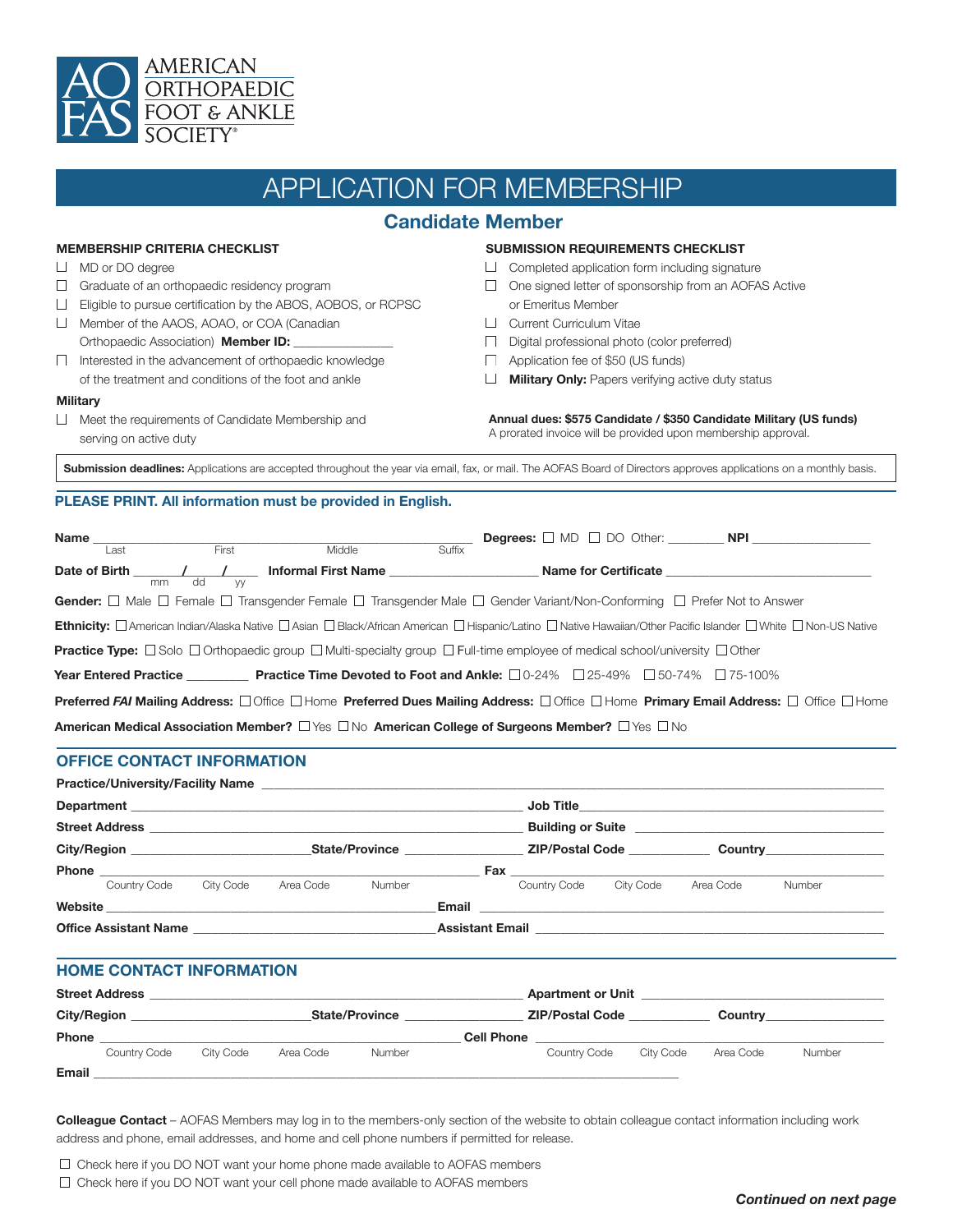AMERICAN ORTHOPAEDIC FOOT & ANKLE SOCIETY®

# APPLICATION FOR MEMBERSHIP

## Candidate Member

**MEMBERSHIP CRITERIA CHECKLIST**

- ☐ MD or DO degree
- ☐ Graduate of an orthopaedic residency program
- ☐ Eligible to pursue certification by the ABOS, AOBOS, or RCPSC
- ☐ Member of the AAOS, AOAO, or COA (Canadian Orthopaedic Association) **Member ID:** _______________
- ☐ Interested in the advancement of orthopaedic knowledge of the treatment and conditions of the foot and ankle

**Military**

- ☐ Meet the requirements of Candidate Membership and serving on active duty

**SUBMISSION REQUIREMENTS CHECKLIST**

- ☐ Completed application form including signature
- ☐ One signed letter of sponsorship from an AOFAS Active or Emeritus Member
- ☐ Current Curriculum Vitae
- ☐ Digital professional photo (color preferred)
- ☐ Application fee of $50 (US funds)
- ☐ **Military Only:** Papers verifying active duty status

**Annual dues: $575 Candidate / $350 Candidate Military (US funds)**
A prorated invoice will be provided upon membership approval.

**Submission deadlines:** Applications are accepted throughout the year via email, fax, or mail. The AOFAS Board of Directors approves applications on a monthly basis.

**PLEASE PRINT. All information must be provided in English.**

**Name** ______________________________________________
Last First Middle Suffix

**Degrees:** ☐ MD ☐ DO Other: ________ **NPI** _________________

**Date of Birth** ____/____/____ (mm dd yy) **Informal First Name** _____________________ **Name for Certificate** ______________________________

**Gender:** ☐ Male ☐ Female ☐ Transgender Female ☐ Transgender Male ☐ Gender Variant/Non-Conforming ☐ Prefer Not to Answer

**Ethnicity:** ☐ American Indian/Alaska Native ☐ Asian ☐ Black/African American ☐ Hispanic/Latino ☐ Native Hawaiian/Other Pacific Islander ☐ White ☐ Non-US Native

**Practice Type:** ☐ Solo ☐ Orthopaedic group ☐ Multi-specialty group ☐ Full-time employee of medical school/university ☐ Other

**Year Entered Practice** _________ **Practice Time Devoted to Foot and Ankle:** ☐ 0-24% ☐ 25-49% ☐ 50-74% ☐ 75-100%

**Preferred *FAI* Mailing Address:** ☐ Office ☐ Home **Preferred Dues Mailing Address:** ☐ Office ☐ Home **Primary Email Address:** ☐ Office ☐ Home

**American Medical Association Member?** ☐ Yes ☐ No **American College of Surgeons Member?** ☐ Yes ☐ No

### OFFICE CONTACT INFORMATION

**Practice/University/Facility Name** ____________________________________________

**Department** ______________________________ **Job Title** ______________________________

**Street Address** ______________________________ **Building or Suite** ______________________________

**City/Region** ________________ **State/Province** ________________ **ZIP/Postal Code** ___________ **Country** ________________

**Phone** ______________________________ (Country Code, City Code, Area Code, Number) **Fax** ______________________________ (Country Code, City Code, Area Code, Number)

**Website** ______________________________ **Email** ______________________________

**Office Assistant Name** ______________________________ **Assistant Email** ______________________________

### HOME CONTACT INFORMATION

**Street Address** ______________________________ **Apartment or Unit** ______________________________

**City/Region** ________________ **State/Province** ________________ **ZIP/Postal Code** ___________ **Country** ________________

**Phone** ______________________________ (Country Code, City Code, Area Code, Number) **Cell Phone** ______________________________ (Country Code, City Code, Area Code, Number)

**Email** ____________________________________________

**Colleague Contact** – AOFAS Members may log in to the members-only section of the website to obtain colleague contact information including work address and phone, email addresses, and home and cell phone numbers if permitted for release.

- ☐ Check here if you DO NOT want your home phone made available to AOFAS members
- ☐ Check here if you DO NOT want your cell phone made available to AOFAS members

***Continued on next page***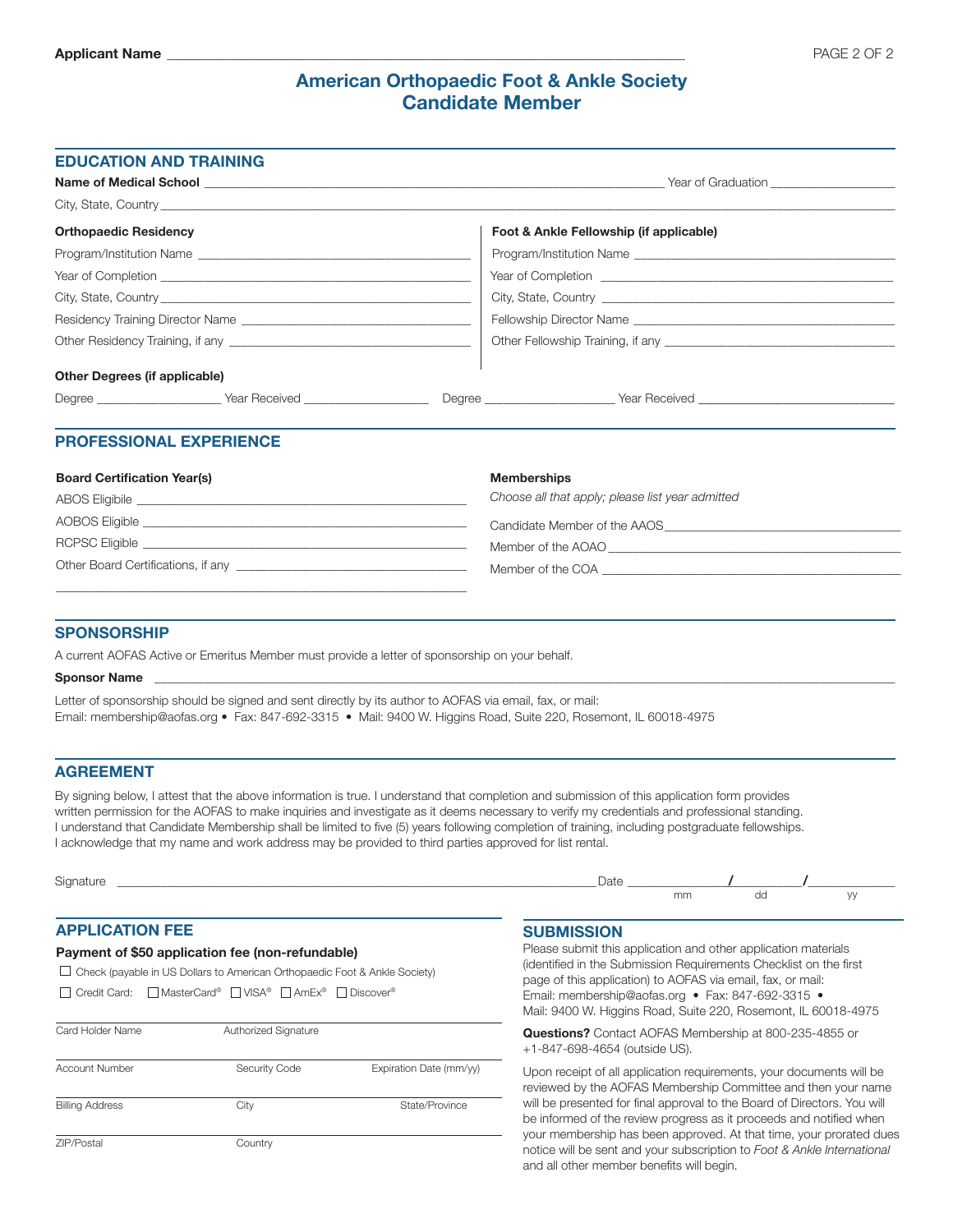Applicant Name ______________________________________________________________________

# American Orthopaedic Foot & Ankle Society
# Candidate Member

## EDUCATION AND TRAINING

**Name of Medical School** ____________________________________________ Year of Graduation ______________

City, State, Country ______________________________________________________________________

**Orthopaedic Residency**

Program/Institution Name ____________________________

Year of Completion ____________________________

City, State, Country ____________________________

Residency Training Director Name ____________________________

Other Residency Training, if any ____________________________

**Foot & Ankle Fellowship (if applicable)**

Program/Institution Name ____________________________

Year of Completion ____________________________

City, State, Country ____________________________

Fellowship Director Name ____________________________

Other Fellowship Training, if any ____________________________

**Other Degrees (if applicable)**

Degree ______________ Year Received ______________ Degree ______________ Year Received ______________

## PROFESSIONAL EXPERIENCE

**Board Certification Year(s)**

ABOS Eligible ____________________________

AOBOS Eligible ____________________________

RCPSC Eligible ____________________________

Other Board Certifications, if any ____________________________

____________________________

**Memberships**

*Choose all that apply; please list year admitted*

Candidate Member of the AAOS ____________________________

Member of the AOAO ____________________________

Member of the COA ____________________________

## SPONSORSHIP

A current AOFAS Active or Emeritus Member must provide a letter of sponsorship on your behalf.

**Sponsor Name** ______________________________________________________________________

Letter of sponsorship should be signed and sent directly by its author to AOFAS via email, fax, or mail:
Email: membership@aofas.org • Fax: 847-692-3315 • Mail: 9400 W. Higgins Road, Suite 220, Rosemont, IL 60018-4975

## AGREEMENT

By signing below, I attest that the above information is true. I understand that completion and submission of this application form provides written permission for the AOFAS to make inquiries and investigate as it deems necessary to verify my credentials and professional standing. I understand that Candidate Membership shall be limited to five (5) years following completion of training, including postgraduate fellowships. I acknowledge that my name and work address may be provided to third parties approved for list rental.

Signature ____________________________________________ Date ________ / ________ / ________
mm dd yy

## APPLICATION FEE

**Payment of $50 application fee (non-refundable)**

☐ Check (payable in US Dollars to American Orthopaedic Foot & Ankle Society)

☐ Credit Card: ☐ MasterCard® ☐ VISA® ☐ AmEx® ☐ Discover®

| | | |
|---|---|---|
| Card Holder Name | Authorized Signature | |
| Account Number | Security Code | Expiration Date (mm/yy) |
| Billing Address | City | State/Province |
| ZIP/Postal | Country | |

## SUBMISSION

Please submit this application and other application materials (identified in the Submission Requirements Checklist on the first page of this application) to AOFAS via email, fax, or mail:
Email: membership@aofas.org • Fax: 847-692-3315 •
Mail: 9400 W. Higgins Road, Suite 220, Rosemont, IL 60018-4975

**Questions?** Contact AOFAS Membership at 800-235-4855 or +1-847-698-4654 (outside US).

Upon receipt of all application requirements, your documents will be reviewed by the AOFAS Membership Committee and then your name will be presented for final approval to the Board of Directors. You will be informed of the review progress as it proceeds and notified when your membership has been approved. At that time, your prorated dues notice will be sent and your subscription to *Foot & Ankle International* and all other member benefits will begin.